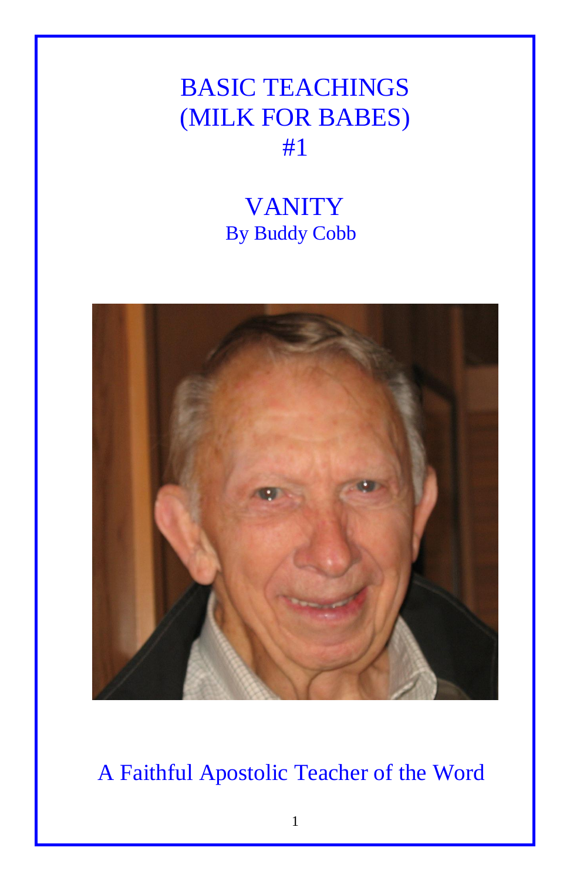# BASIC TEACHINGS (MILK FOR BABES) #1

## VANITY

By Buddy Cobb

A Faithful Apostolic Teacher of the Word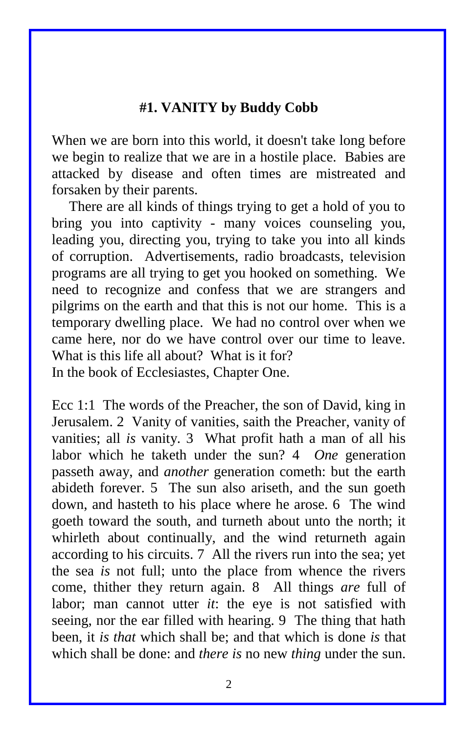### **#1. VANITY by Buddy Cobb**

When we are born into this world, it doesn't take long before we begin to realize that we are in a hostile place. Babies are attacked by disease and often times are mistreated and forsaken by their parents.

There are all kinds of things trying to get a hold of you to bring you into captivity - many voices counseling you, leading you, directing you, trying to take you into all kinds of corruption. Advertisements, radio broadcasts, television programs are all trying to get you hooked on something. We need to recognize and confess that we are strangers and pilgrims on the earth and that this is not our home. This is a temporary dwelling place. We had no control over when we came here, nor do we have control over our time to leave. What is this life all about? What is it for?
In the book of Ecclesiastes, Chapter One.

Ecc 1:1 The words of the Preacher, the son of David, king in Jerusalem. 2 Vanity of vanities, saith the Preacher, vanity of vanities; all *is* vanity. 3 What profit hath a man of all his labor which he taketh under the sun? 4 *One* generation passeth away, and *another* generation cometh: but the earth abideth forever. 5 The sun also ariseth, and the sun goeth down, and hasteth to his place where he arose. 6 The wind goeth toward the south, and turneth about unto the north; it whirleth about continually, and the wind returneth again according to his circuits. 7 All the rivers run into the sea; yet the sea *is* not full; unto the place from whence the rivers come, thither they return again. 8 All things *are* full of labor; man cannot utter *it*: the eye is not satisfied with seeing, nor the ear filled with hearing. 9 The thing that hath been, it *is that* which shall be; and that which is done *is* that which shall be done: and *there is* no new *thing* under the sun.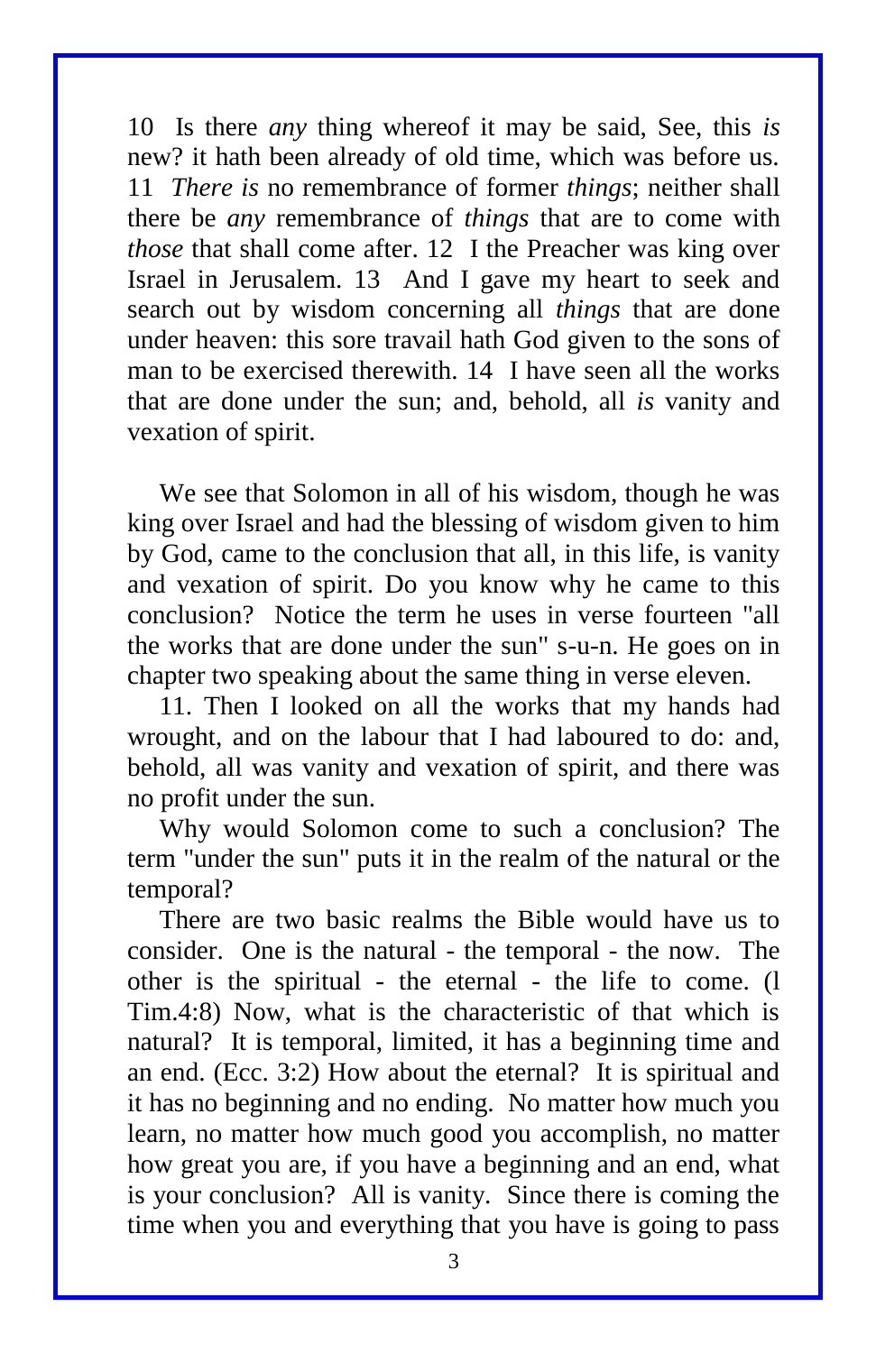10 Is there *any* thing whereof it may be said, See, this *is* new? it hath been already of old time, which was before us. 11 *There is* no remembrance of former *things*; neither shall there be *any* remembrance of *things* that are to come with *those* that shall come after. 12 I the Preacher was king over Israel in Jerusalem. 13 And I gave my heart to seek and search out by wisdom concerning all *things* that are done under heaven: this sore travail hath God given to the sons of man to be exercised therewith. 14 I have seen all the works that are done under the sun; and, behold, all *is* vanity and vexation of spirit.

We see that Solomon in all of his wisdom, though he was king over Israel and had the blessing of wisdom given to him by God, came to the conclusion that all, in this life, is vanity and vexation of spirit. Do you know why he came to this conclusion? Notice the term he uses in verse fourteen "all the works that are done under the sun" s-u-n. He goes on in chapter two speaking about the same thing in verse eleven.

11. Then I looked on all the works that my hands had wrought, and on the labour that I had laboured to do: and, behold, all was vanity and vexation of spirit, and there was no profit under the sun.

Why would Solomon come to such a conclusion? The term "under the sun" puts it in the realm of the natural or the temporal?

There are two basic realms the Bible would have us to consider. One is the natural - the temporal - the now. The other is the spiritual - the eternal - the life to come. (l Tim.4:8) Now, what is the characteristic of that which is natural? It is temporal, limited, it has a beginning time and an end. (Ecc. 3:2) How about the eternal? It is spiritual and it has no beginning and no ending. No matter how much you learn, no matter how much good you accomplish, no matter how great you are, if you have a beginning and an end, what is your conclusion? All is vanity. Since there is coming the time when you and everything that you have is going to pass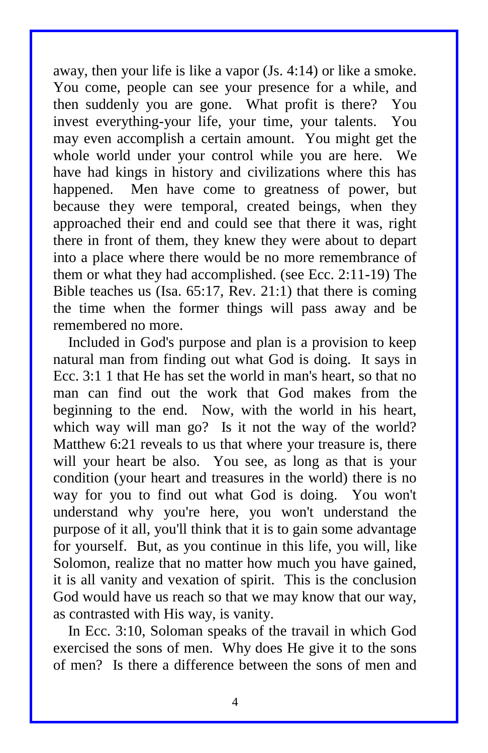away, then your life is like a vapor (Js. 4:14) or like a smoke. You come, people can see your presence for a while, and then suddenly you are gone. What profit is there? You invest everything-your life, your time, your talents. You may even accomplish a certain amount. You might get the whole world under your control while you are here. We have had kings in history and civilizations where this has happened. Men have come to greatness of power, but because they were temporal, created beings, when they approached their end and could see that there it was, right there in front of them, they knew they were about to depart into a place where there would be no more remembrance of them or what they had accomplished. (see Ecc. 2:11-19) The Bible teaches us (Isa. 65:17, Rev. 21:1) that there is coming the time when the former things will pass away and be remembered no more.

Included in God's purpose and plan is a provision to keep natural man from finding out what God is doing. It says in Ecc. 3:1 1 that He has set the world in man's heart, so that no man can find out the work that God makes from the beginning to the end. Now, with the world in his heart, which way will man go? Is it not the way of the world? Matthew 6:21 reveals to us that where your treasure is, there will your heart be also. You see, as long as that is your condition (your heart and treasures in the world) there is no way for you to find out what God is doing. You won't understand why you're here, you won't understand the purpose of it all, you'll think that it is to gain some advantage for yourself. But, as you continue in this life, you will, like Solomon, realize that no matter how much you have gained, it is all vanity and vexation of spirit. This is the conclusion God would have us reach so that we may know that our way, as contrasted with His way, is vanity.

In Ecc. 3:10, Soloman speaks of the travail in which God exercised the sons of men. Why does He give it to the sons of men? Is there a difference between the sons of men and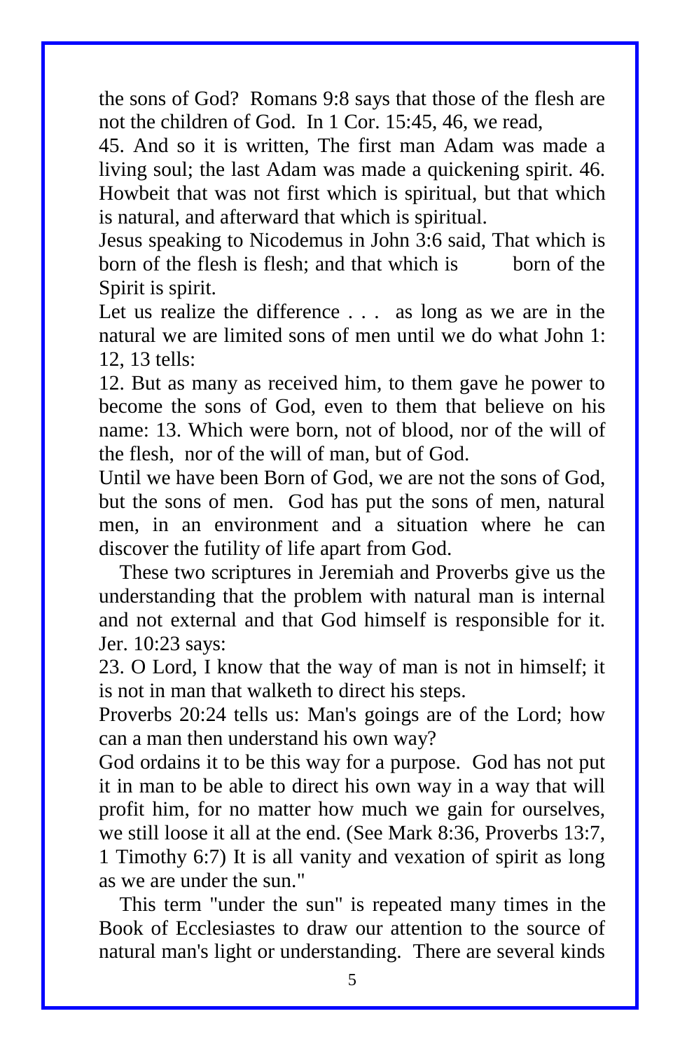the sons of God? Romans 9:8 says that those of the flesh are not the children of God. In 1 Cor. 15:45, 46, we read,

45. And so it is written, The first man Adam was made a living soul; the last Adam was made a quickening spirit. 46. Howbeit that was not first which is spiritual, but that which is natural, and afterward that which is spiritual.

Jesus speaking to Nicodemus in John 3:6 said, That which is born of the flesh is flesh; and that which is born of the Spirit is spirit.

Let us realize the difference . . . as long as we are in the natural we are limited sons of men until we do what John 1: 12, 13 tells:

12. But as many as received him, to them gave he power to become the sons of God, even to them that believe on his name: 13. Which were born, not of blood, nor of the will of the flesh, nor of the will of man, but of God.

Until we have been Born of God, we are not the sons of God, but the sons of men. God has put the sons of men, natural men, in an environment and a situation where he can discover the futility of life apart from God.

These two scriptures in Jeremiah and Proverbs give us the understanding that the problem with natural man is internal and not external and that God himself is responsible for it. Jer. 10:23 says:

23. O Lord, I know that the way of man is not in himself; it is not in man that walketh to direct his steps.

Proverbs 20:24 tells us: Man's goings are of the Lord; how can a man then understand his own way?

God ordains it to be this way for a purpose. God has not put it in man to be able to direct his own way in a way that will profit him, for no matter how much we gain for ourselves, we still loose it all at the end. (See Mark 8:36, Proverbs 13:7, 1 Timothy 6:7) It is all vanity and vexation of spirit as long as we are under the sun."

This term "under the sun" is repeated many times in the Book of Ecclesiastes to draw our attention to the source of natural man's light or understanding. There are several kinds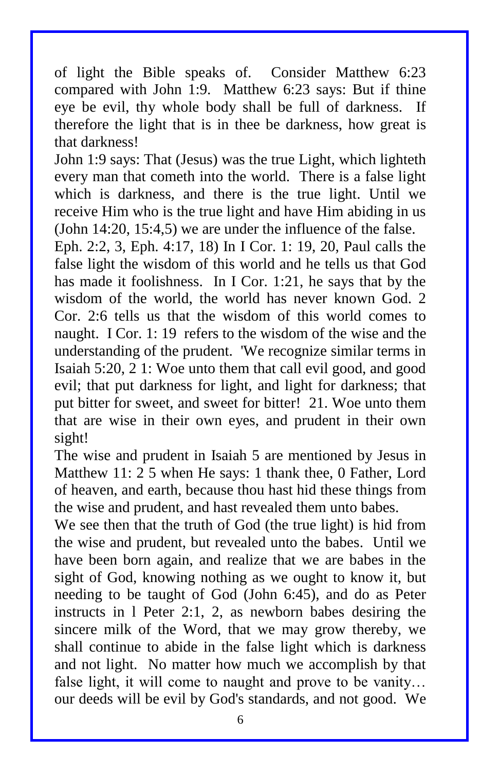of light the Bible speaks of. Consider Matthew 6:23 compared with John 1:9. Matthew 6:23 says: But if thine eye be evil, thy whole body shall be full of darkness. If therefore the light that is in thee be darkness, how great is that darkness!

John 1:9 says: That (Jesus) was the true Light, which lighteth every man that cometh into the world. There is a false light which is darkness, and there is the true light. Until we receive Him who is the true light and have Him abiding in us (John 14:20, 15:4,5) we are under the influence of the false.

Eph. 2:2, 3, Eph. 4:17, 18) In I Cor. 1: 19, 20, Paul calls the false light the wisdom of this world and he tells us that God has made it foolishness. In I Cor. 1:21, he says that by the wisdom of the world, the world has never known God. 2 Cor. 2:6 tells us that the wisdom of this world comes to naught. I Cor. 1: 19 refers to the wisdom of the wise and the understanding of the prudent. 'We recognize similar terms in Isaiah 5:20, 2 1: Woe unto them that call evil good, and good evil; that put darkness for light, and light for darkness; that put bitter for sweet, and sweet for bitter! 21. Woe unto them that are wise in their own eyes, and prudent in their own sight!

The wise and prudent in Isaiah 5 are mentioned by Jesus in Matthew 11: 2 5 when He says: 1 thank thee, 0 Father, Lord of heaven, and earth, because thou hast hid these things from the wise and prudent, and hast revealed them unto babes.

We see then that the truth of God (the true light) is hid from the wise and prudent, but revealed unto the babes. Until we have been born again, and realize that we are babes in the sight of God, knowing nothing as we ought to know it, but needing to be taught of God (John 6:45), and do as Peter instructs in l Peter 2:1, 2, as newborn babes desiring the sincere milk of the Word, that we may grow thereby, we shall continue to abide in the false light which is darkness and not light. No matter how much we accomplish by that false light, it will come to naught and prove to be vanity… our deeds will be evil by God's standards, and not good. We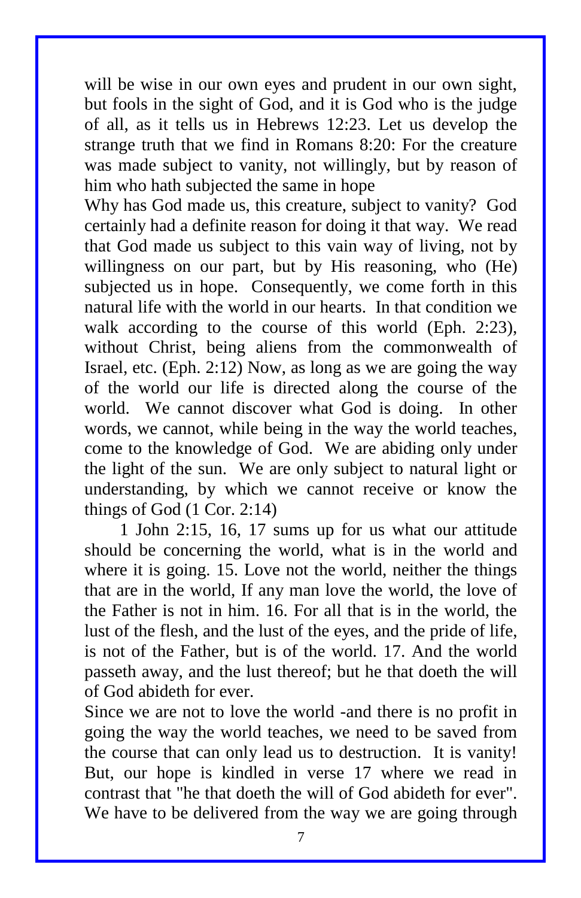will be wise in our own eyes and prudent in our own sight, but fools in the sight of God, and it is God who is the judge of all, as it tells us in Hebrews 12:23. Let us develop the strange truth that we find in Romans 8:20: For the creature was made subject to vanity, not willingly, but by reason of him who hath subjected the same in hope

Why has God made us, this creature, subject to vanity? God certainly had a definite reason for doing it that way. We read that God made us subject to this vain way of living, not by willingness on our part, but by His reasoning, who (He) subjected us in hope. Consequently, we come forth in this natural life with the world in our hearts. In that condition we walk according to the course of this world (Eph. 2:23), without Christ, being aliens from the commonwealth of Israel, etc. (Eph. 2:12) Now, as long as we are going the way of the world our life is directed along the course of the world. We cannot discover what God is doing. In other words, we cannot, while being in the way the world teaches, come to the knowledge of God. We are abiding only under the light of the sun. We are only subject to natural light or understanding, by which we cannot receive or know the things of God (1 Cor. 2:14)

1 John 2:15, 16, 17 sums up for us what our attitude should be concerning the world, what is in the world and where it is going. 15. Love not the world, neither the things that are in the world, If any man love the world, the love of the Father is not in him. 16. For all that is in the world, the lust of the flesh, and the lust of the eyes, and the pride of life, is not of the Father, but is of the world. 17. And the world passeth away, and the lust thereof; but he that doeth the will of God abideth for ever.

Since we are not to love the world -and there is no profit in going the way the world teaches, we need to be saved from the course that can only lead us to destruction. It is vanity! But, our hope is kindled in verse 17 where we read in contrast that "he that doeth the will of God abideth for ever". We have to be delivered from the way we are going through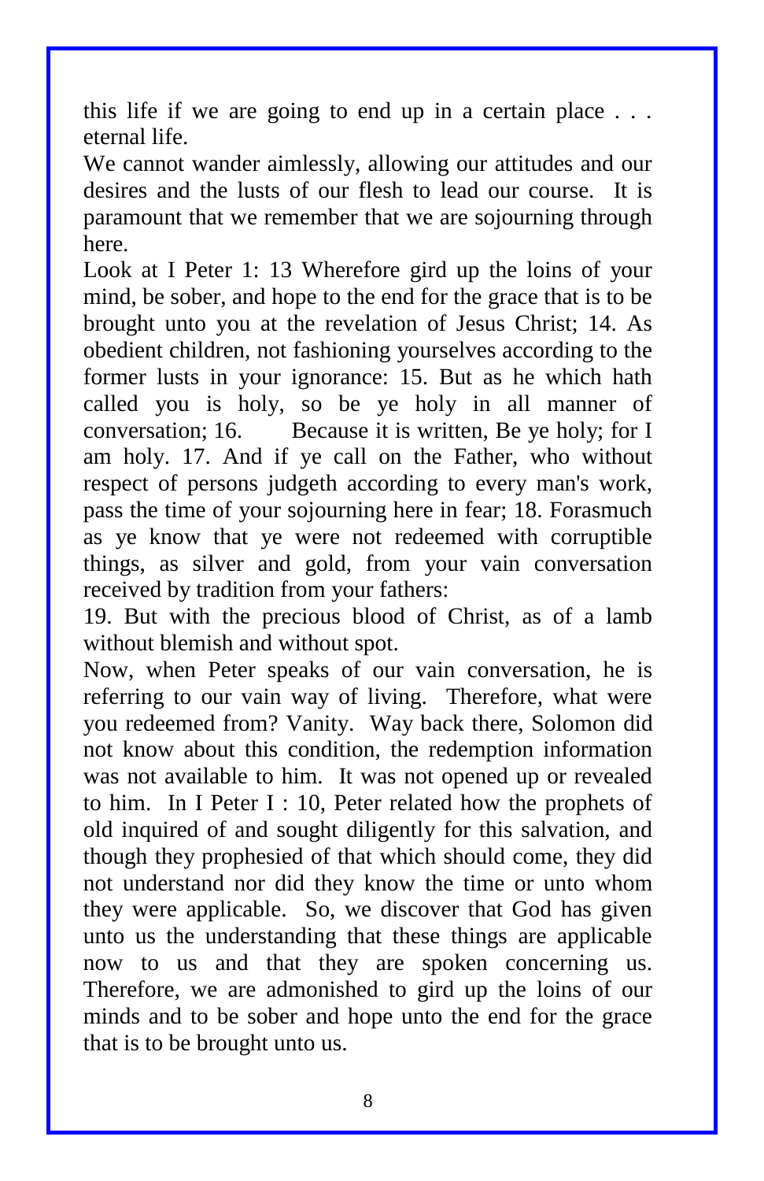this life if we are going to end up in a certain place . . . eternal life.

We cannot wander aimlessly, allowing our attitudes and our desires and the lusts of our flesh to lead our course. It is paramount that we remember that we are sojourning through here.

Look at I Peter 1: 13 Wherefore gird up the loins of your mind, be sober, and hope to the end for the grace that is to be brought unto you at the revelation of Jesus Christ; 14. As obedient children, not fashioning yourselves according to the former lusts in your ignorance: 15. But as he which hath called you is holy, so be ye holy in all manner of conversation; 16. Because it is written, Be ye holy; for I am holy. 17. And if ye call on the Father, who without respect of persons judgeth according to every man's work, pass the time of your sojourning here in fear; 18. Forasmuch as ye know that ye were not redeemed with corruptible things, as silver and gold, from your vain conversation received by tradition from your fathers:

19. But with the precious blood of Christ, as of a lamb without blemish and without spot.

Now, when Peter speaks of our vain conversation, he is referring to our vain way of living. Therefore, what were you redeemed from? Vanity. Way back there, Solomon did not know about this condition, the redemption information was not available to him. It was not opened up or revealed to him. In I Peter I : 10, Peter related how the prophets of old inquired of and sought diligently for this salvation, and though they prophesied of that which should come, they did not understand nor did they know the time or unto whom they were applicable. So, we discover that God has given unto us the understanding that these things are applicable now to us and that they are spoken concerning us. Therefore, we are admonished to gird up the loins of our minds and to be sober and hope unto the end for the grace that is to be brought unto us.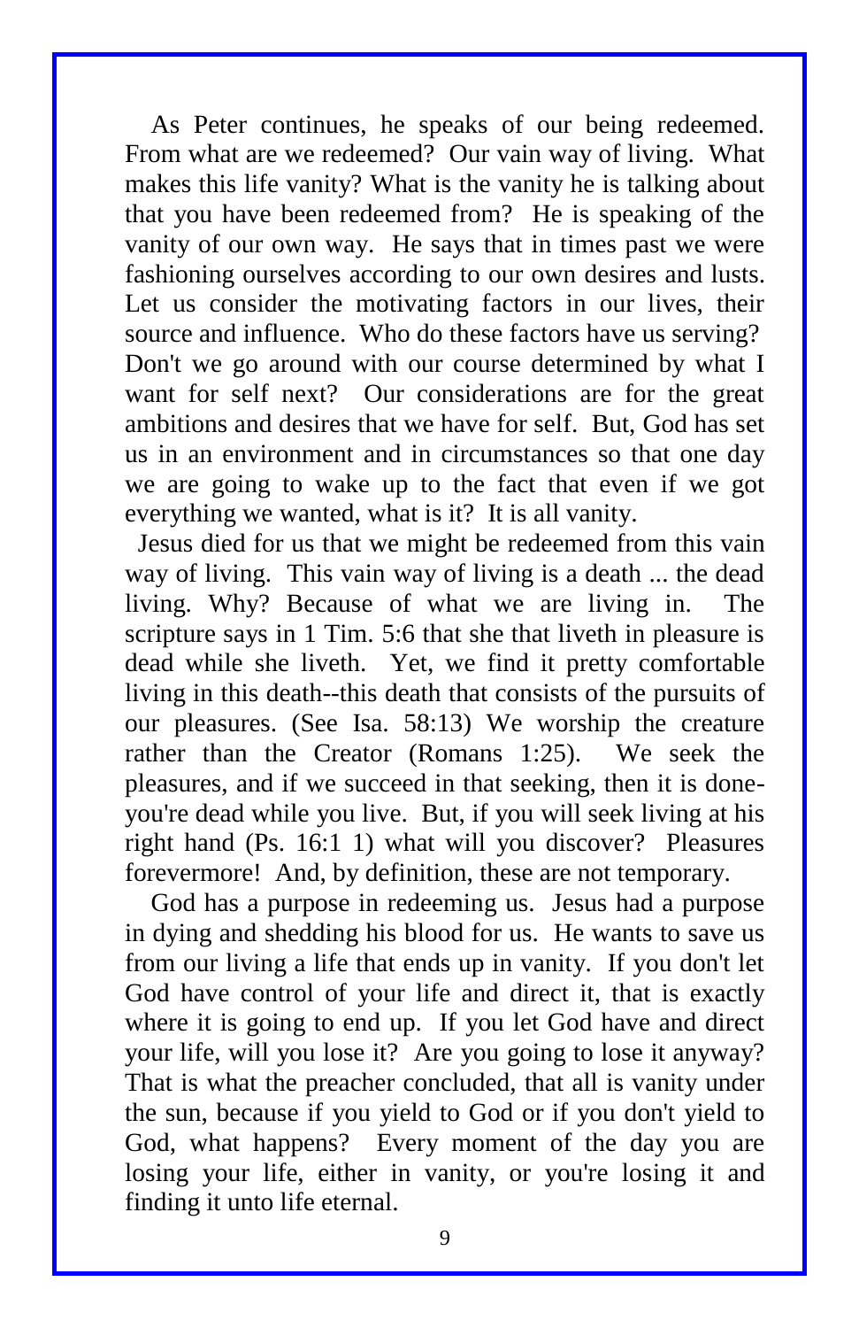As Peter continues, he speaks of our being redeemed. From what are we redeemed? Our vain way of living. What makes this life vanity? What is the vanity he is talking about that you have been redeemed from? He is speaking of the vanity of our own way. He says that in times past we were fashioning ourselves according to our own desires and lusts. Let us consider the motivating factors in our lives, their source and influence. Who do these factors have us serving? Don't we go around with our course determined by what I want for self next? Our considerations are for the great ambitions and desires that we have for self. But, God has set us in an environment and in circumstances so that one day we are going to wake up to the fact that even if we got everything we wanted, what is it? It is all vanity.

Jesus died for us that we might be redeemed from this vain way of living. This vain way of living is a death ... the dead living. Why? Because of what we are living in. The scripture says in 1 Tim. 5:6 that she that liveth in pleasure is dead while she liveth. Yet, we find it pretty comfortable living in this death--this death that consists of the pursuits of our pleasures. (See Isa. 58:13) We worship the creature rather than the Creator (Romans 1:25). We seek the pleasures, and if we succeed in that seeking, then it is done-you're dead while you live. But, if you will seek living at his right hand (Ps. 16:1 1) what will you discover? Pleasures forevermore! And, by definition, these are not temporary.

God has a purpose in redeeming us. Jesus had a purpose in dying and shedding his blood for us. He wants to save us from our living a life that ends up in vanity. If you don't let God have control of your life and direct it, that is exactly where it is going to end up. If you let God have and direct your life, will you lose it? Are you going to lose it anyway? That is what the preacher concluded, that all is vanity under the sun, because if you yield to God or if you don't yield to God, what happens? Every moment of the day you are losing your life, either in vanity, or you're losing it and finding it unto life eternal.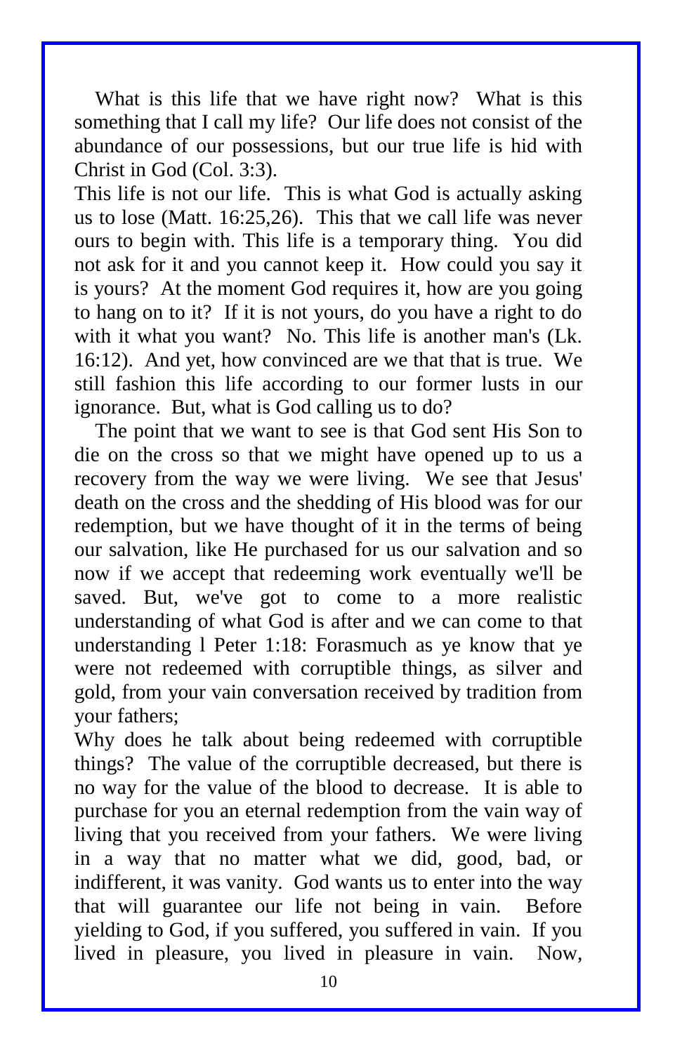What is this life that we have right now? What is this something that I call my life? Our life does not consist of the abundance of our possessions, but our true life is hid with Christ in God (Col. 3:3).

This life is not our life. This is what God is actually asking us to lose (Matt. 16:25,26). This that we call life was never ours to begin with. This life is a temporary thing. You did not ask for it and you cannot keep it. How could you say it is yours? At the moment God requires it, how are you going to hang on to it? If it is not yours, do you have a right to do with it what you want? No. This life is another man's (Lk. 16:12). And yet, how convinced are we that that is true. We still fashion this life according to our former lusts in our ignorance. But, what is God calling us to do?

The point that we want to see is that God sent His Son to die on the cross so that we might have opened up to us a recovery from the way we were living. We see that Jesus' death on the cross and the shedding of His blood was for our redemption, but we have thought of it in the terms of being our salvation, like He purchased for us our salvation and so now if we accept that redeeming work eventually we'll be saved. But, we've got to come to a more realistic understanding of what God is after and we can come to that understanding l Peter 1:18: Forasmuch as ye know that ye were not redeemed with corruptible things, as silver and gold, from your vain conversation received by tradition from your fathers;

Why does he talk about being redeemed with corruptible things? The value of the corruptible decreased, but there is no way for the value of the blood to decrease. It is able to purchase for you an eternal redemption from the vain way of living that you received from your fathers. We were living in a way that no matter what we did, good, bad, or indifferent, it was vanity. God wants us to enter into the way that will guarantee our life not being in vain. Before yielding to God, if you suffered, you suffered in vain. If you lived in pleasure, you lived in pleasure in vain. Now,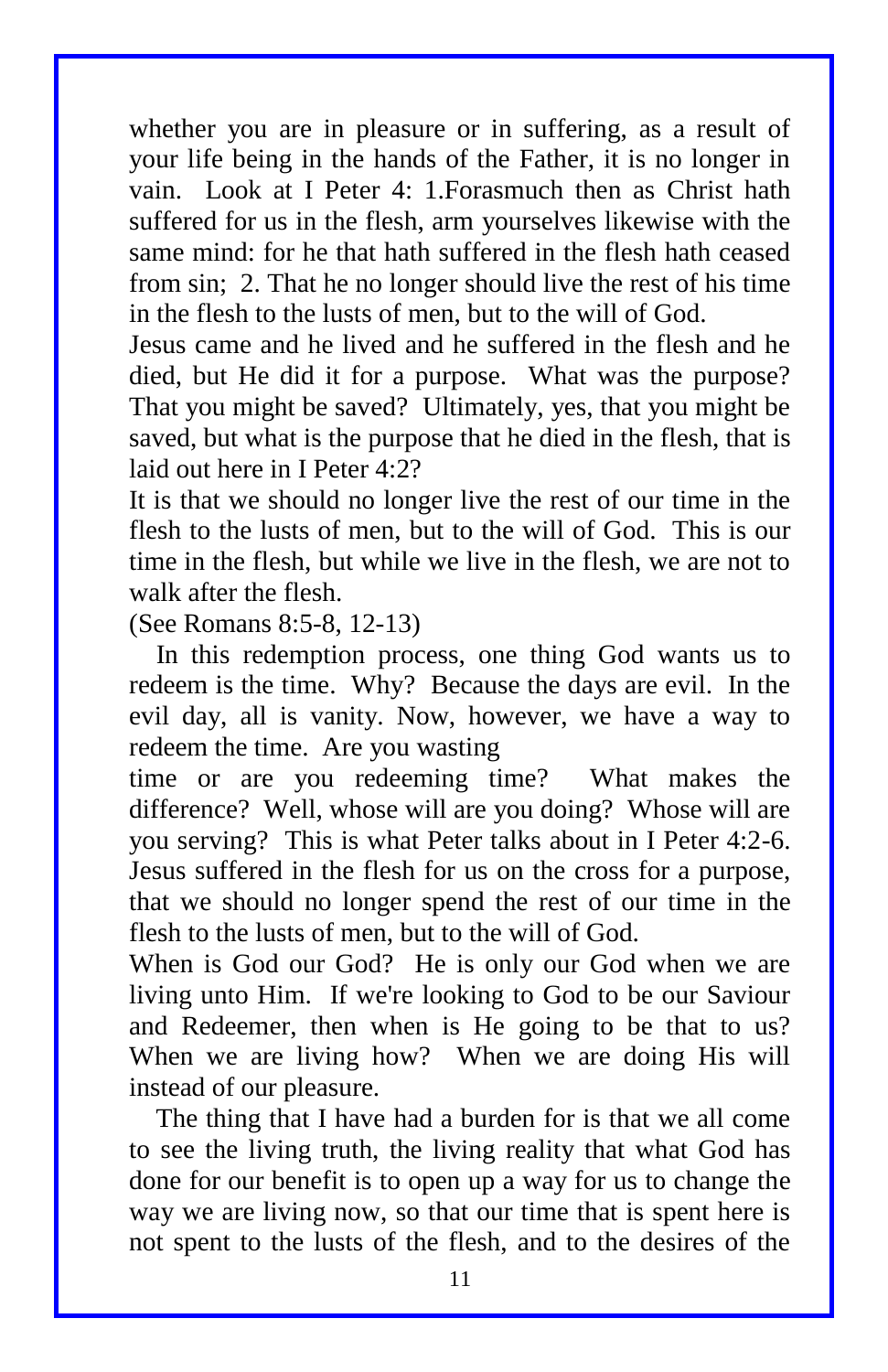whether you are in pleasure or in suffering, as a result of your life being in the hands of the Father, it is no longer in vain. Look at I Peter 4: 1.Forasmuch then as Christ hath suffered for us in the flesh, arm yourselves likewise with the same mind: for he that hath suffered in the flesh hath ceased from sin; 2. That he no longer should live the rest of his time in the flesh to the lusts of men, but to the will of God.

Jesus came and he lived and he suffered in the flesh and he died, but He did it for a purpose. What was the purpose? That you might be saved? Ultimately, yes, that you might be saved, but what is the purpose that he died in the flesh, that is laid out here in I Peter 4:2?

It is that we should no longer live the rest of our time in the flesh to the lusts of men, but to the will of God. This is our time in the flesh, but while we live in the flesh, we are not to walk after the flesh.

(See Romans 8:5-8, 12-13)

In this redemption process, one thing God wants us to redeem is the time. Why? Because the days are evil. In the evil day, all is vanity. Now, however, we have a way to redeem the time. Are you wasting time or are you redeeming time? What makes the difference? Well, whose will are you doing? Whose will are you serving? This is what Peter talks about in I Peter 4:2-6. Jesus suffered in the flesh for us on the cross for a purpose, that we should no longer spend the rest of our time in the flesh to the lusts of men, but to the will of God.

When is God our God? He is only our God when we are living unto Him. If we're looking to God to be our Saviour and Redeemer, then when is He going to be that to us? When we are living how? When we are doing His will instead of our pleasure.

The thing that I have had a burden for is that we all come to see the living truth, the living reality that what God has done for our benefit is to open up a way for us to change the way we are living now, so that our time that is spent here is not spent to the lusts of the flesh, and to the desires of the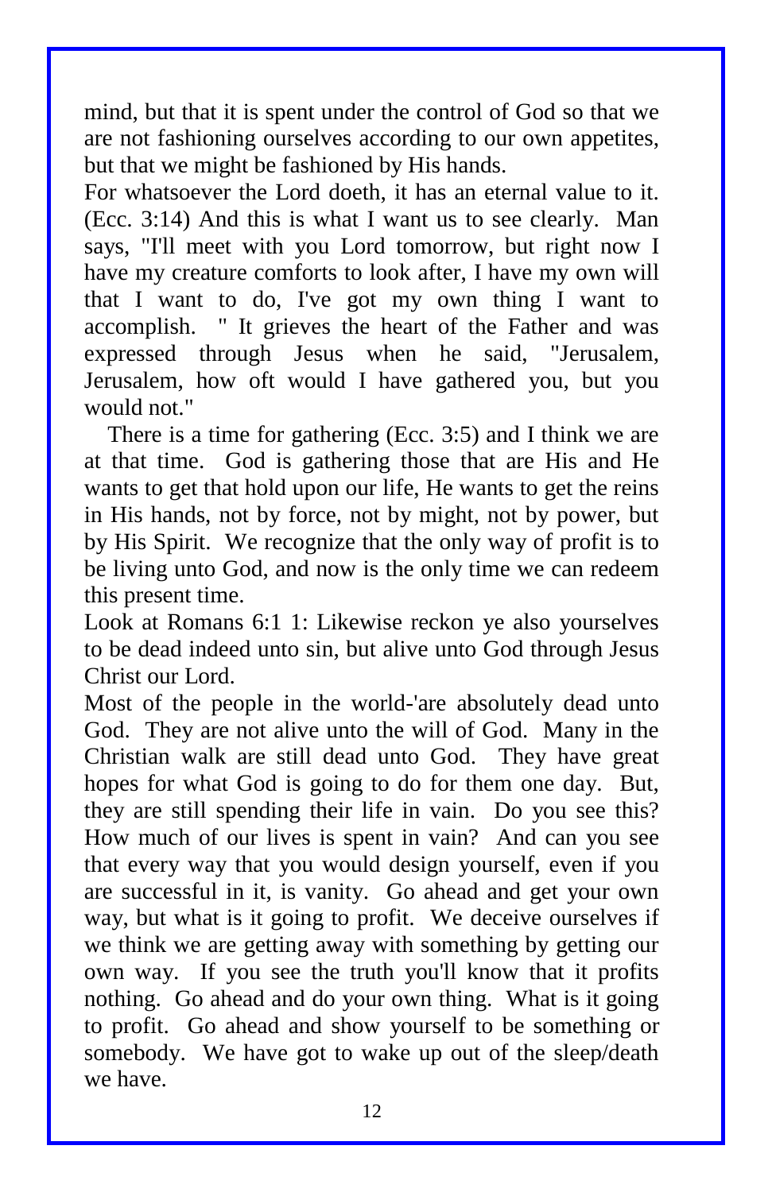mind, but that it is spent under the control of God so that we are not fashioning ourselves according to our own appetites, but that we might be fashioned by His hands.

For whatsoever the Lord doeth, it has an eternal value to it. (Ecc. 3:14) And this is what I want us to see clearly. Man says, "I'll meet with you Lord tomorrow, but right now I have my creature comforts to look after, I have my own will that I want to do, I've got my own thing I want to accomplish. " It grieves the heart of the Father and was expressed through Jesus when he said, "Jerusalem, Jerusalem, how oft would I have gathered you, but you would not."

There is a time for gathering (Ecc. 3:5) and I think we are at that time. God is gathering those that are His and He wants to get that hold upon our life, He wants to get the reins in His hands, not by force, not by might, not by power, but by His Spirit. We recognize that the only way of profit is to be living unto God, and now is the only time we can redeem this present time.

Look at Romans 6:1 1: Likewise reckon ye also yourselves to be dead indeed unto sin, but alive unto God through Jesus Christ our Lord.

Most of the people in the world-'are absolutely dead unto God. They are not alive unto the will of God. Many in the Christian walk are still dead unto God. They have great hopes for what God is going to do for them one day. But, they are still spending their life in vain. Do you see this? How much of our lives is spent in vain? And can you see that every way that you would design yourself, even if you are successful in it, is vanity. Go ahead and get your own way, but what is it going to profit. We deceive ourselves if we think we are getting away with something by getting our own way. If you see the truth you'll know that it profits nothing. Go ahead and do your own thing. What is it going to profit. Go ahead and show yourself to be something or somebody. We have got to wake up out of the sleep/death we have.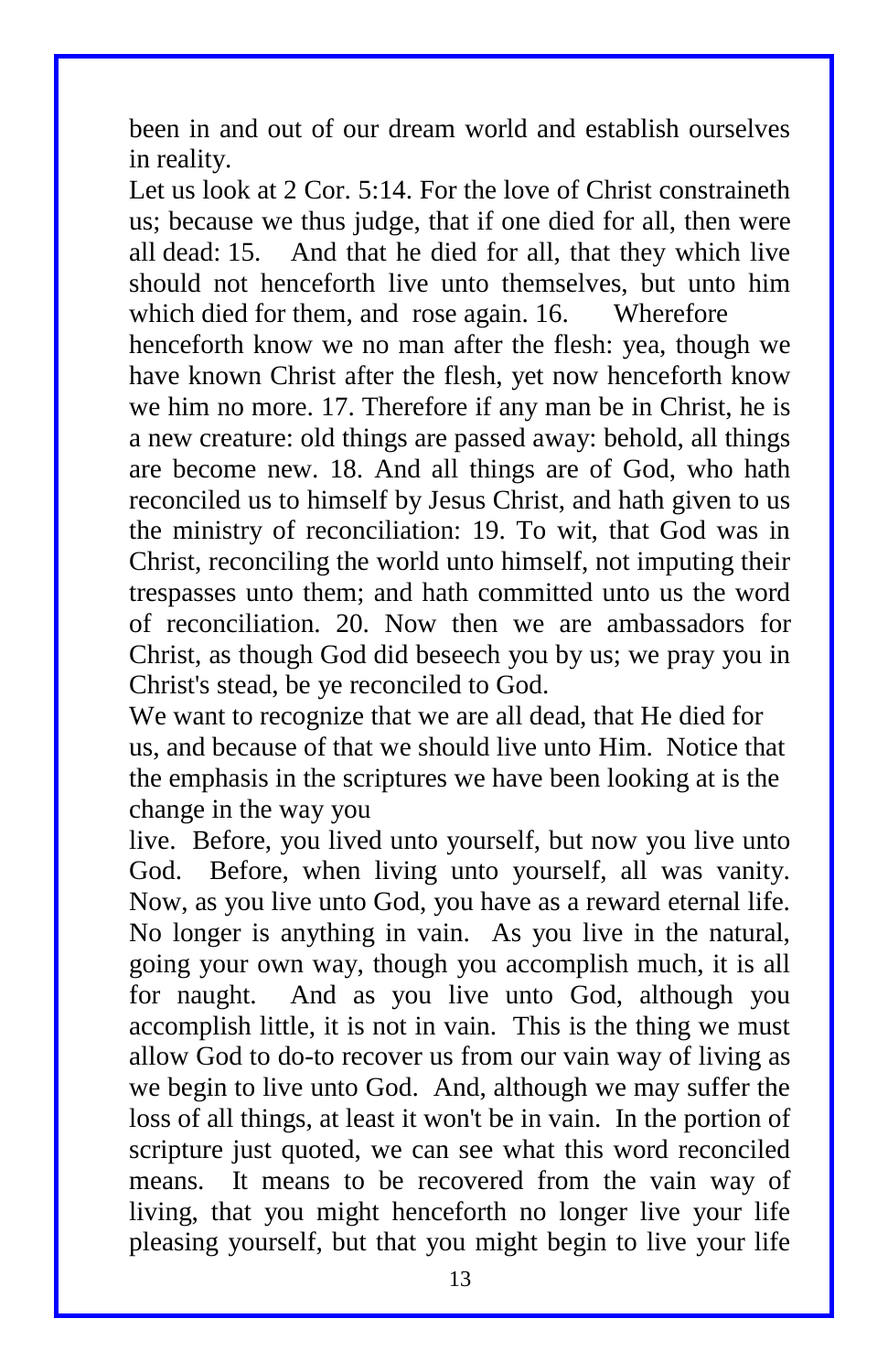been in and out of our dream world and establish ourselves in reality.

Let us look at 2 Cor. 5:14. For the love of Christ constraineth us; because we thus judge, that if one died for all, then were all dead: 15. And that he died for all, that they which live should not henceforth live unto themselves, but unto him which died for them, and rose again. 16. Wherefore henceforth know we no man after the flesh: yea, though we have known Christ after the flesh, yet now henceforth know we him no more. 17. Therefore if any man be in Christ, he is a new creature: old things are passed away: behold, all things are become new. 18. And all things are of God, who hath reconciled us to himself by Jesus Christ, and hath given to us the ministry of reconciliation: 19. To wit, that God was in Christ, reconciling the world unto himself, not imputing their trespasses unto them; and hath committed unto us the word of reconciliation. 20. Now then we are ambassadors for Christ, as though God did beseech you by us; we pray you in Christ's stead, be ye reconciled to God.

We want to recognize that we are all dead, that He died for us, and because of that we should live unto Him. Notice that the emphasis in the scriptures we have been looking at is the change in the way you live. Before, you lived unto yourself, but now you live unto God. Before, when living unto yourself, all was vanity. Now, as you live unto God, you have as a reward eternal life. No longer is anything in vain. As you live in the natural, going your own way, though you accomplish much, it is all for naught. And as you live unto God, although you accomplish little, it is not in vain. This is the thing we must allow God to do-to recover us from our vain way of living as we begin to live unto God. And, although we may suffer the loss of all things, at least it won't be in vain. In the portion of scripture just quoted, we can see what this word reconciled means. It means to be recovered from the vain way of living, that you might henceforth no longer live your life pleasing yourself, but that you might begin to live your life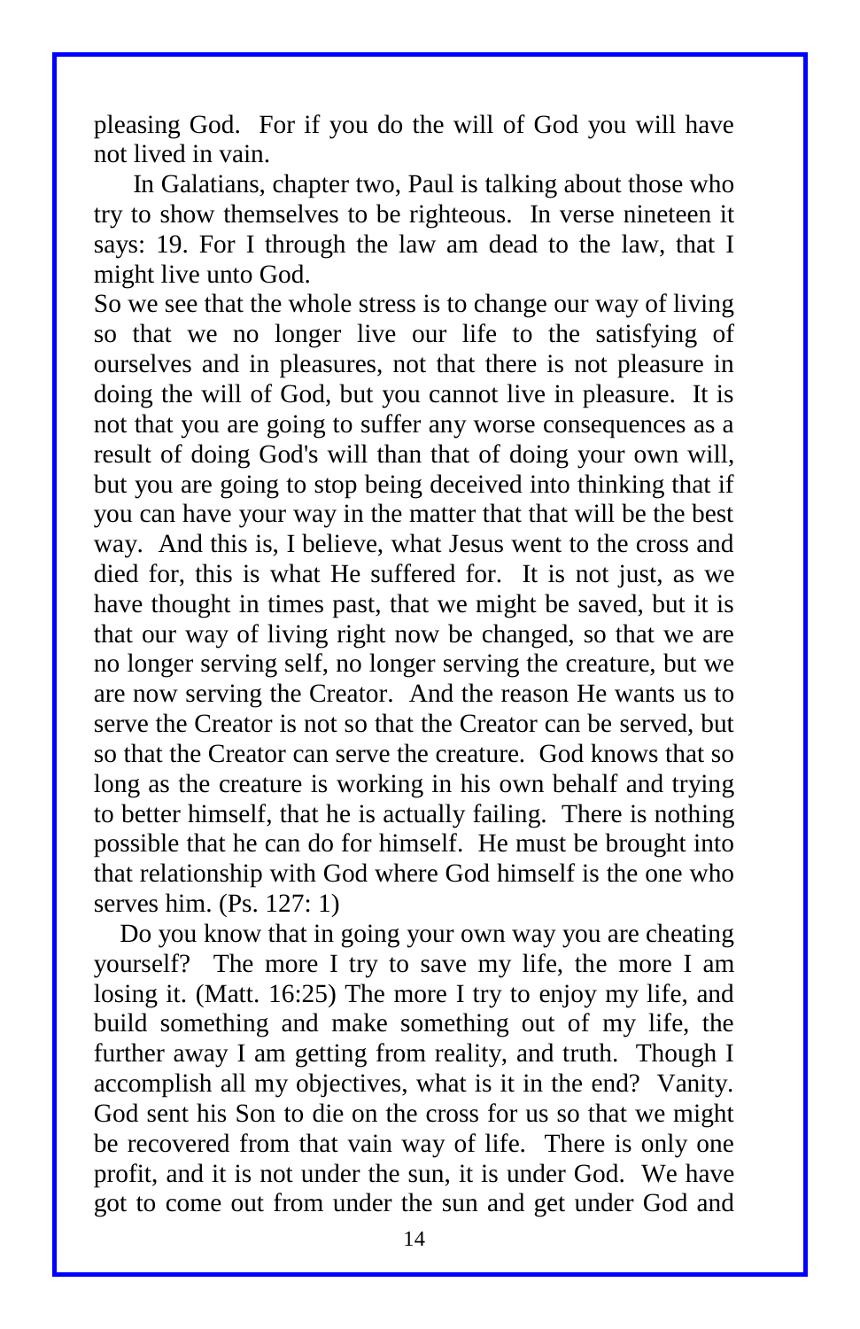pleasing God. For if you do the will of God you will have not lived in vain.

In Galatians, chapter two, Paul is talking about those who try to show themselves to be righteous. In verse nineteen it says: 19. For I through the law am dead to the law, that I might live unto God.

So we see that the whole stress is to change our way of living so that we no longer live our life to the satisfying of ourselves and in pleasures, not that there is not pleasure in doing the will of God, but you cannot live in pleasure. It is not that you are going to suffer any worse consequences as a result of doing God's will than that of doing your own will, but you are going to stop being deceived into thinking that if you can have your way in the matter that that will be the best way. And this is, I believe, what Jesus went to the cross and died for, this is what He suffered for. It is not just, as we have thought in times past, that we might be saved, but it is that our way of living right now be changed, so that we are no longer serving self, no longer serving the creature, but we are now serving the Creator. And the reason He wants us to serve the Creator is not so that the Creator can be served, but so that the Creator can serve the creature. God knows that so long as the creature is working in his own behalf and trying to better himself, that he is actually failing. There is nothing possible that he can do for himself. He must be brought into that relationship with God where God himself is the one who serves him. (Ps. 127: 1)

Do you know that in going your own way you are cheating yourself? The more I try to save my life, the more I am losing it. (Matt. 16:25) The more I try to enjoy my life, and build something and make something out of my life, the further away I am getting from reality, and truth. Though I accomplish all my objectives, what is it in the end? Vanity. God sent his Son to die on the cross for us so that we might be recovered from that vain way of life. There is only one profit, and it is not under the sun, it is under God. We have got to come out from under the sun and get under God and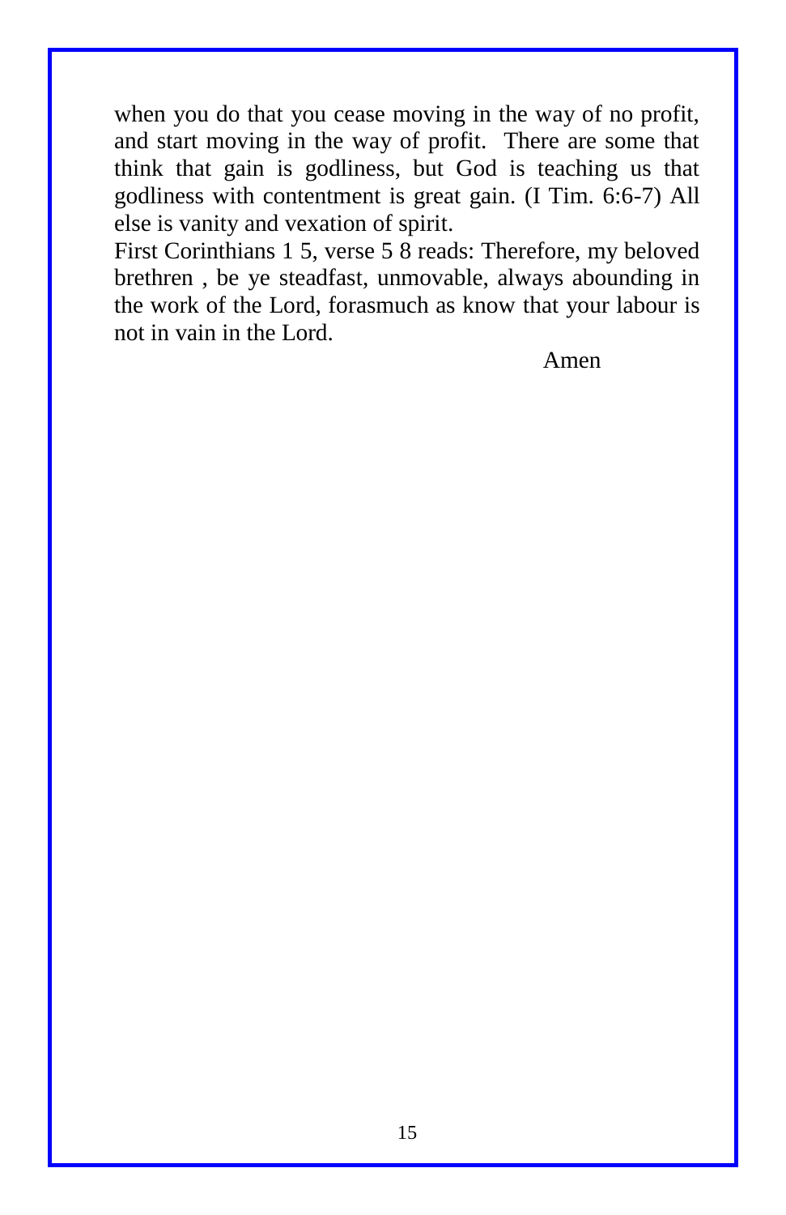when you do that you cease moving in the way of no profit, and start moving in the way of profit. There are some that think that gain is godliness, but God is teaching us that godliness with contentment is great gain. (I Tim. 6:6-7) All else is vanity and vexation of spirit.

First Corinthians 1 5, verse 5 8 reads: Therefore, my beloved brethren , be ye steadfast, unmovable, always abounding in the work of the Lord, forasmuch as know that your labour is not in vain in the Lord.

Amen